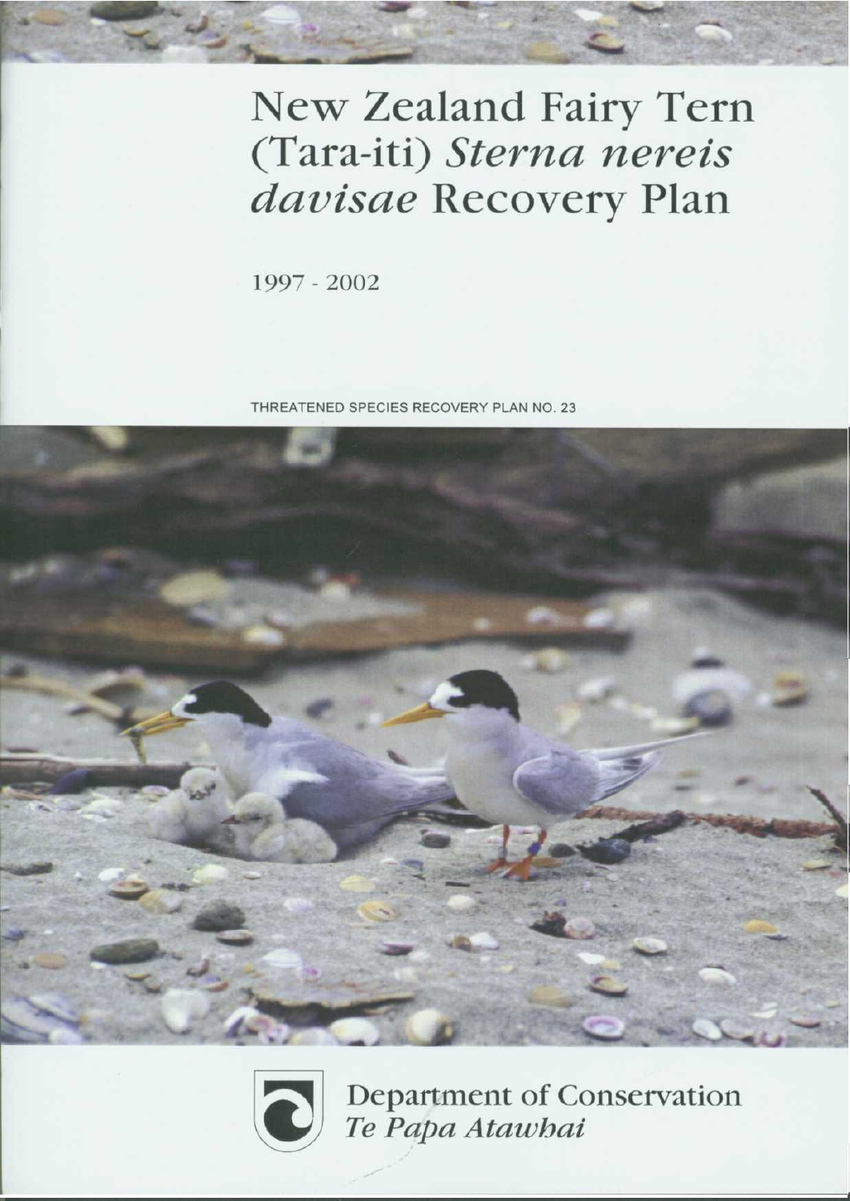# New Zealand Fairy Tern (Tara-iti) *Sterna nereis davisae* Recovery Plan

1997 - 2002

THREATENED SPECIES RECOVERY PLAN NO. 23

Department of Conservation
*Te Papa Atawhai*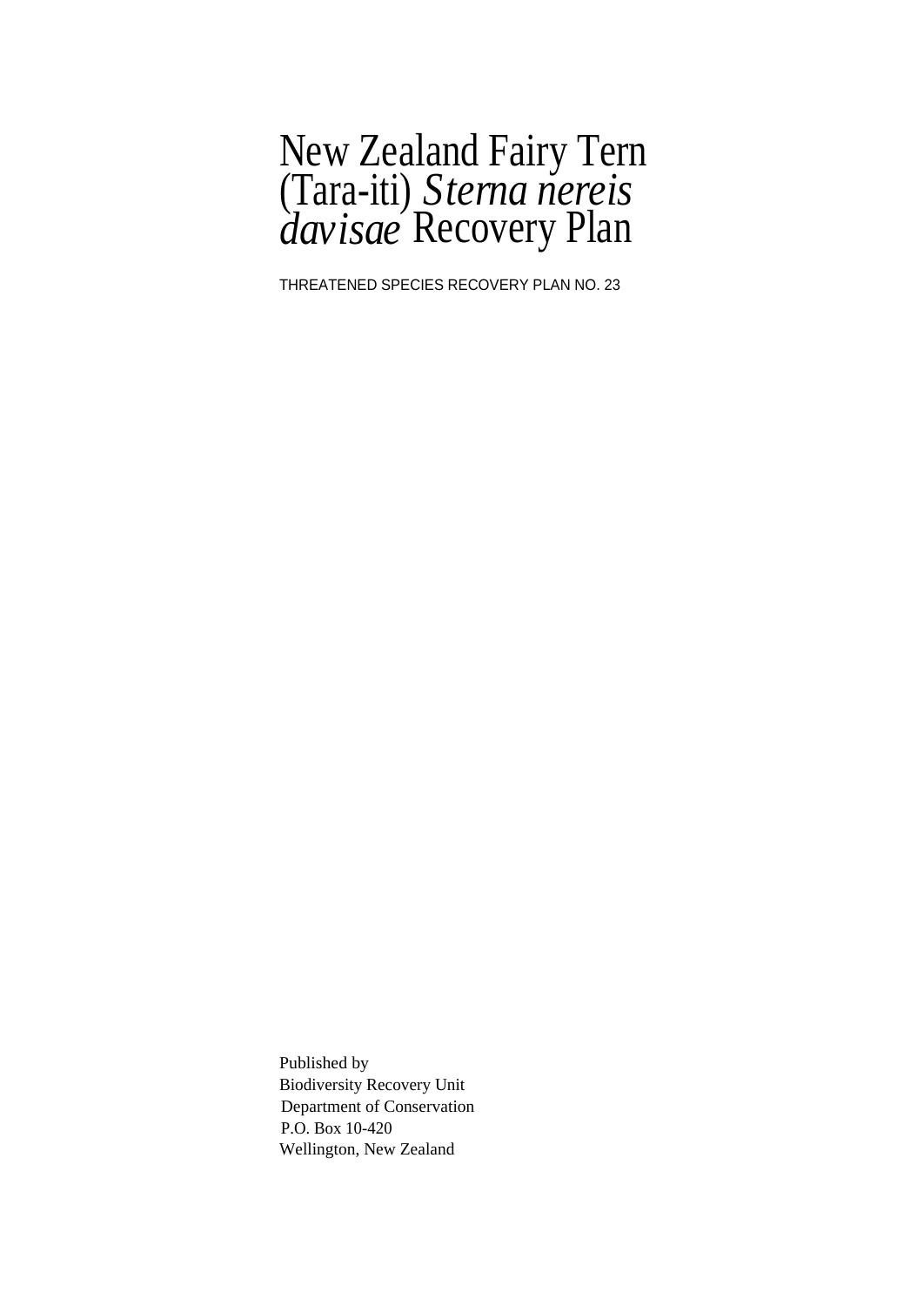# New Zealand Fairy Tern (Tara-iti) *Sterna nereis davisae* Recovery Plan

THREATENED SPECIES RECOVERY PLAN NO. 23

Published by
Biodiversity Recovery Unit
Department of Conservation
P.O. Box 10-420
Wellington, New Zealand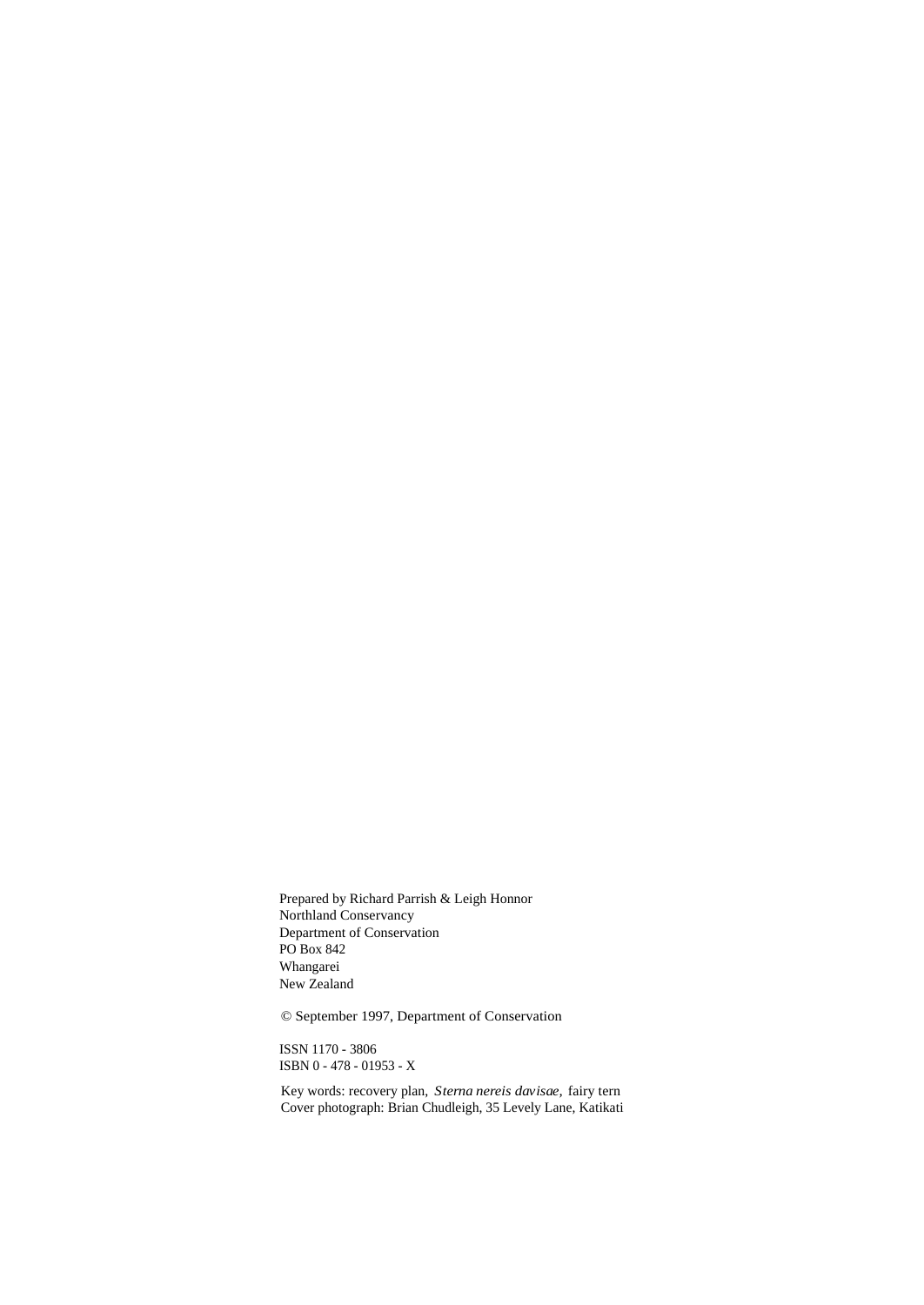Prepared by Richard Parrish & Leigh Honnor
Northland Conservancy
Department of Conservation
PO Box 842
Whangarei
New Zealand

© September 1997, Department of Conservation

ISSN 1170 - 3806
ISBN 0 - 478 - 01953 - X

Key words: recovery plan, *Sterna nereis davisae,* fairy tern
Cover photograph: Brian Chudleigh, 35 Levely Lane, Katikati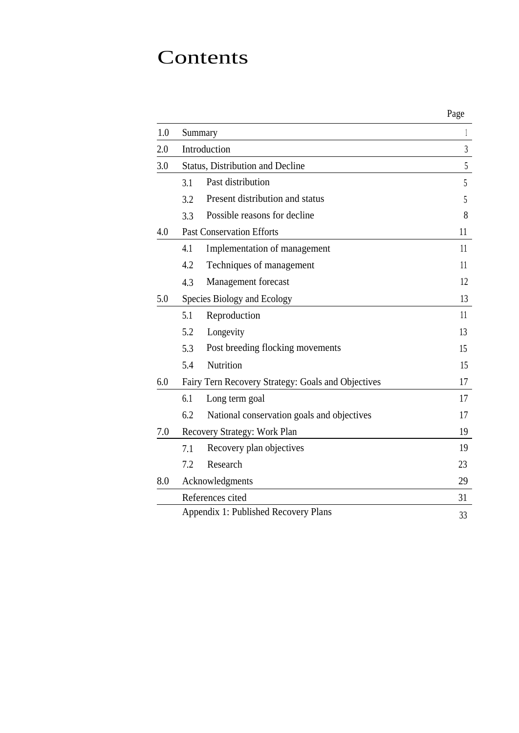# Contents

| | | Page |
|---|---|---|
| 1.0 | Summary | 1 |
| 2.0 | Introduction | 3 |
| 3.0 | Status, Distribution and Decline | 5 |
| | 3.1 Past distribution | 5 |
| | 3.2 Present distribution and status | 5 |
| | 3.3 Possible reasons for decline | 8 |
| 4.0 | Past Conservation Efforts | 11 |
| | 4.1 Implementation of management | 11 |
| | 4.2 Techniques of management | 11 |
| | 4.3 Management forecast | 12 |
| 5.0 | Species Biology and Ecology | 13 |
| | 5.1 Reproduction | 11 |
| | 5.2 Longevity | 13 |
| | 5.3 Post breeding flocking movements | 15 |
| | 5.4 Nutrition | 15 |
| 6.0 | Fairy Tern Recovery Strategy: Goals and Objectives | 17 |
| | 6.1 Long term goal | 17 |
| | 6.2 National conservation goals and objectives | 17 |
| 7.0 | Recovery Strategy: Work Plan | 19 |
| | 7.1 Recovery plan objectives | 19 |
| | 7.2 Research | 23 |
| 8.0 | Acknowledgments | 29 |
| | References cited | 31 |
| | Appendix 1: Published Recovery Plans | 33 |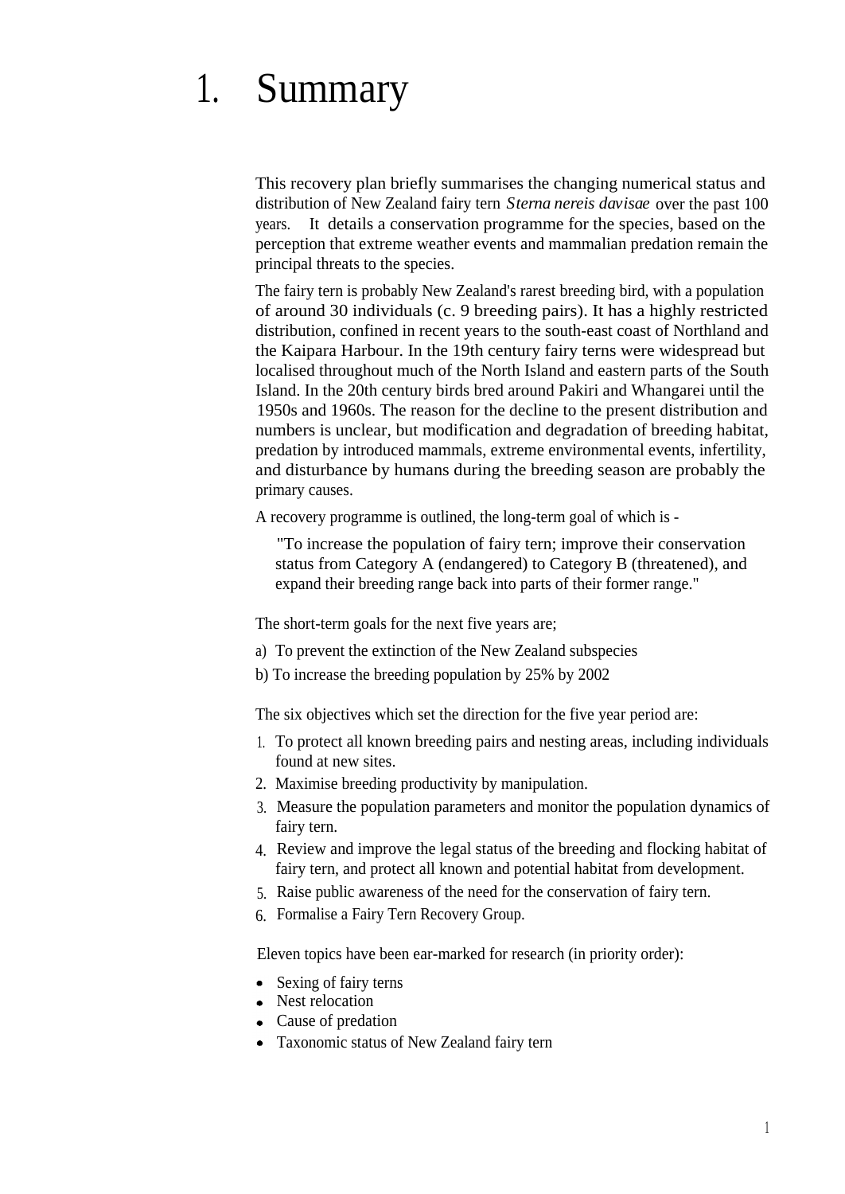# 1. Summary

This recovery plan briefly summarises the changing numerical status and distribution of New Zealand fairy tern *Sterna nereis davisae* over the past 100 years. It details a conservation programme for the species, based on the perception that extreme weather events and mammalian predation remain the principal threats to the species.

The fairy tern is probably New Zealand's rarest breeding bird, with a population of around 30 individuals (c. 9 breeding pairs). It has a highly restricted distribution, confined in recent years to the south-east coast of Northland and the Kaipara Harbour. In the 19th century fairy terns were widespread but localised throughout much of the North Island and eastern parts of the South Island. In the 20th century birds bred around Pakiri and Whangarei until the 1950s and 1960s. The reason for the decline to the present distribution and numbers is unclear, but modification and degradation of breeding habitat, predation by introduced mammals, extreme environmental events, infertility, and disturbance by humans during the breeding season are probably the primary causes.

A recovery programme is outlined, the long-term goal of which is -

> "To increase the population of fairy tern; improve their conservation status from Category A (endangered) to Category B (threatened), and expand their breeding range back into parts of their former range."

The short-term goals for the next five years are;

a) To prevent the extinction of the New Zealand subspecies

b) To increase the breeding population by 25% by 2002

The six objectives which set the direction for the five year period are:

1. To protect all known breeding pairs and nesting areas, including individuals found at new sites.
2. Maximise breeding productivity by manipulation.
3. Measure the population parameters and monitor the population dynamics of fairy tern.
4. Review and improve the legal status of the breeding and flocking habitat of fairy tern, and protect all known and potential habitat from development.
5. Raise public awareness of the need for the conservation of fairy tern.
6. Formalise a Fairy Tern Recovery Group.

Eleven topics have been ear-marked for research (in priority order):

- Sexing of fairy terns
- Nest relocation
- Cause of predation
- Taxonomic status of New Zealand fairy tern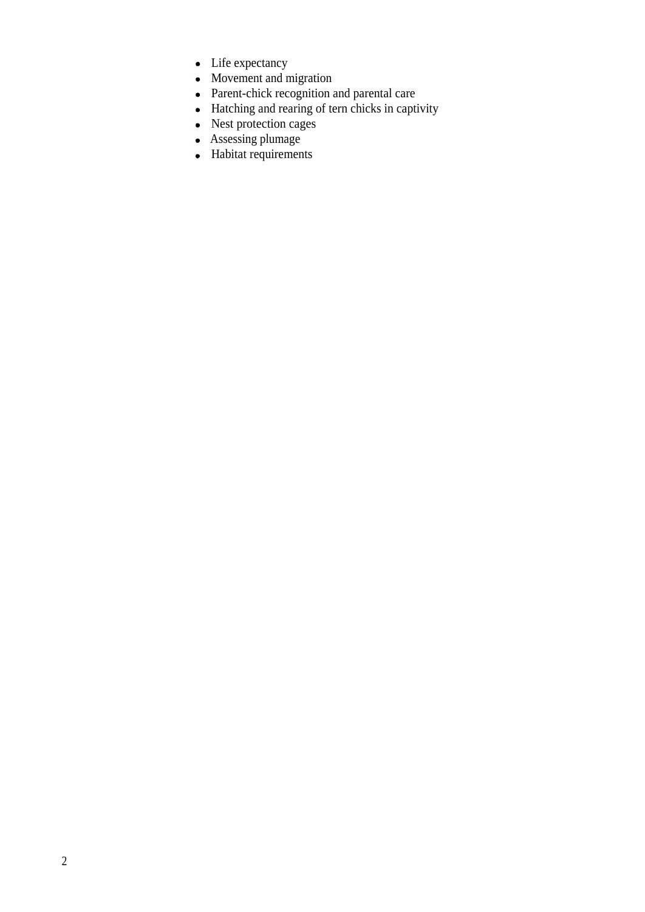- Life expectancy
- Movement and migration
- Parent-chick recognition and parental care
- Hatching and rearing of tern chicks in captivity
- Nest protection cages
- Assessing plumage
- Habitat requirements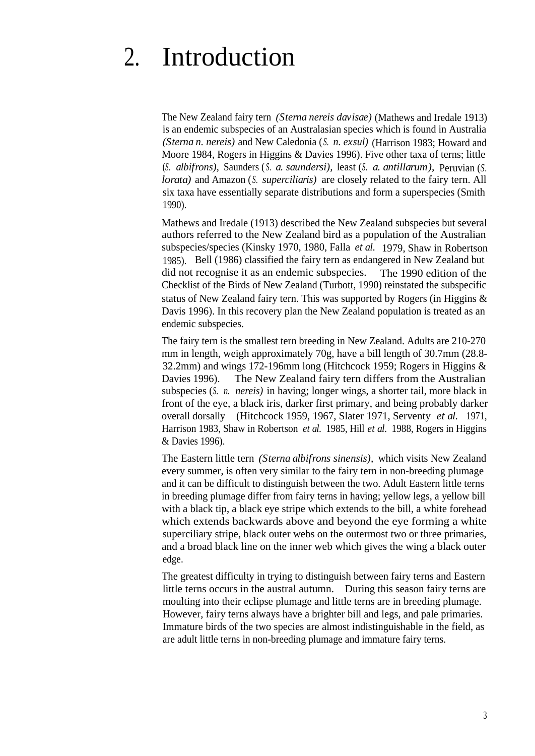# 2. Introduction

The New Zealand fairy tern *(Sterna nereis davisae)* (Mathews and Iredale 1913) is an endemic subspecies of an Australasian species which is found in Australia *(Sterna n. nereis)* and New Caledonia (*S. n. exsul)* (Harrison 1983; Howard and Moore 1984, Rogers in Higgins & Davies 1996). Five other taxa of terns; little (*S. albifrons)*, Saunders (*S. a. saundersi)*, least (*S. a. antillarum)*, Peruvian (*S. lorata)* and Amazon (*S. superciliaris)* are closely related to the fairy tern. All six taxa have essentially separate distributions and form a superspecies (Smith 1990).

Mathews and Iredale (1913) described the New Zealand subspecies but several authors referred to the New Zealand bird as a population of the Australian subspecies/species (Kinsky 1970, 1980, Falla *et al.* 1979, Shaw in Robertson 1985). Bell (1986) classified the fairy tern as endangered in New Zealand but did not recognise it as an endemic subspecies. The 1990 edition of the Checklist of the Birds of New Zealand (Turbott, 1990) reinstated the subspecific status of New Zealand fairy tern. This was supported by Rogers (in Higgins & Davis 1996). In this recovery plan the New Zealand population is treated as an endemic subspecies.

The fairy tern is the smallest tern breeding in New Zealand. Adults are 210-270 mm in length, weigh approximately 70g, have a bill length of 30.7mm (28.8-32.2mm) and wings 172-196mm long (Hitchcock 1959; Rogers in Higgins & Davies 1996). The New Zealand fairy tern differs from the Australian subspecies (*S. n. nereis)* in having; longer wings, a shorter tail, more black in front of the eye, a black iris, darker first primary, and being probably darker overall dorsally (Hitchcock 1959, 1967, Slater 1971, Serventy *et al.* 1971, Harrison 1983, Shaw in Robertson *et al.* 1985, Hill *et al.* 1988, Rogers in Higgins & Davies 1996).

The Eastern little tern *(Sterna albifrons sinensis)*, which visits New Zealand every summer, is often very similar to the fairy tern in non-breeding plumage and it can be difficult to distinguish between the two. Adult Eastern little terns in breeding plumage differ from fairy terns in having; yellow legs, a yellow bill with a black tip, a black eye stripe which extends to the bill, a white forehead which extends backwards above and beyond the eye forming a white superciliary stripe, black outer webs on the outermost two or three primaries, and a broad black line on the inner web which gives the wing a black outer edge.

The greatest difficulty in trying to distinguish between fairy terns and Eastern little terns occurs in the austral autumn. During this season fairy terns are moulting into their eclipse plumage and little terns are in breeding plumage. However, fairy terns always have a brighter bill and legs, and pale primaries. Immature birds of the two species are almost indistinguishable in the field, as are adult little terns in non-breeding plumage and immature fairy terns.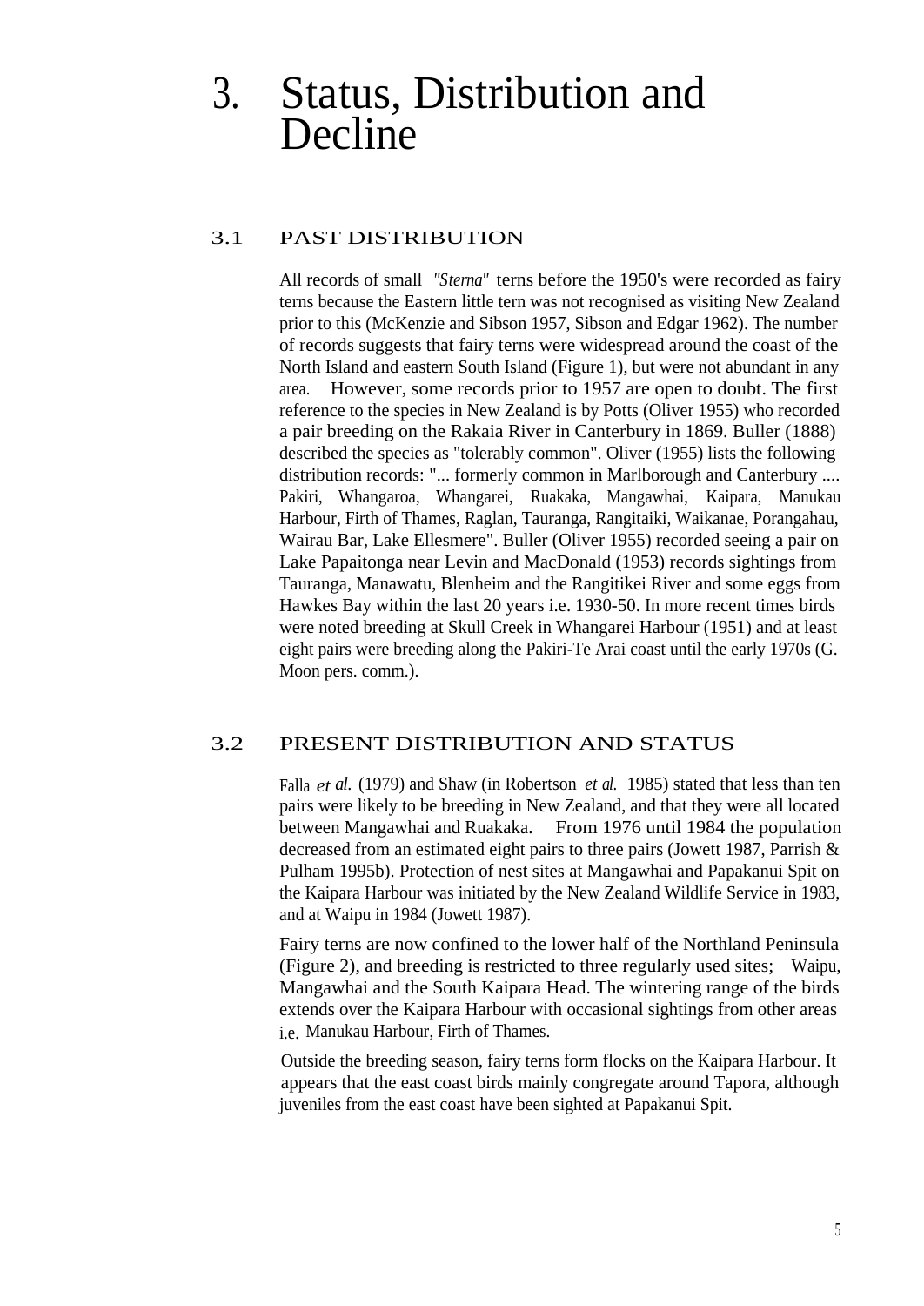# 3. Status, Distribution and Decline

## 3.1 PAST DISTRIBUTION

All records of small *"Sterna"* terns before the 1950's were recorded as fairy terns because the Eastern little tern was not recognised as visiting New Zealand prior to this (McKenzie and Sibson 1957, Sibson and Edgar 1962). The number of records suggests that fairy terns were widespread around the coast of the North Island and eastern South Island (Figure 1), but were not abundant in any area. However, some records prior to 1957 are open to doubt. The first reference to the species in New Zealand is by Potts (Oliver 1955) who recorded a pair breeding on the Rakaia River in Canterbury in 1869. Buller (1888) described the species as "tolerably common". Oliver (1955) lists the following distribution records: "... formerly common in Marlborough and Canterbury .... Pakiri, Whangaroa, Whangarei, Ruakaka, Mangawhai, Kaipara, Manukau Harbour, Firth of Thames, Raglan, Tauranga, Rangitaiki, Waikanae, Porangahau, Wairau Bar, Lake Ellesmere". Buller (Oliver 1955) recorded seeing a pair on Lake Papaitonga near Levin and MacDonald (1953) records sightings from Tauranga, Manawatu, Blenheim and the Rangitikei River and some eggs from Hawkes Bay within the last 20 years i.e. 1930-50. In more recent times birds were noted breeding at Skull Creek in Whangarei Harbour (1951) and at least eight pairs were breeding along the Pakiri-Te Arai coast until the early 1970s (G. Moon pers. comm.).

## 3.2 PRESENT DISTRIBUTION AND STATUS

Falla *et al.* (1979) and Shaw (in Robertson *et al.* 1985) stated that less than ten pairs were likely to be breeding in New Zealand, and that they were all located between Mangawhai and Ruakaka. From 1976 until 1984 the population decreased from an estimated eight pairs to three pairs (Jowett 1987, Parrish & Pulham 1995b). Protection of nest sites at Mangawhai and Papakanui Spit on the Kaipara Harbour was initiated by the New Zealand Wildlife Service in 1983, and at Waipu in 1984 (Jowett 1987).

Fairy terns are now confined to the lower half of the Northland Peninsula (Figure 2), and breeding is restricted to three regularly used sites; Waipu, Mangawhai and the South Kaipara Head. The wintering range of the birds extends over the Kaipara Harbour with occasional sightings from other areas i.e. Manukau Harbour, Firth of Thames.

Outside the breeding season, fairy terns form flocks on the Kaipara Harbour. It appears that the east coast birds mainly congregate around Tapora, although juveniles from the east coast have been sighted at Papakanui Spit.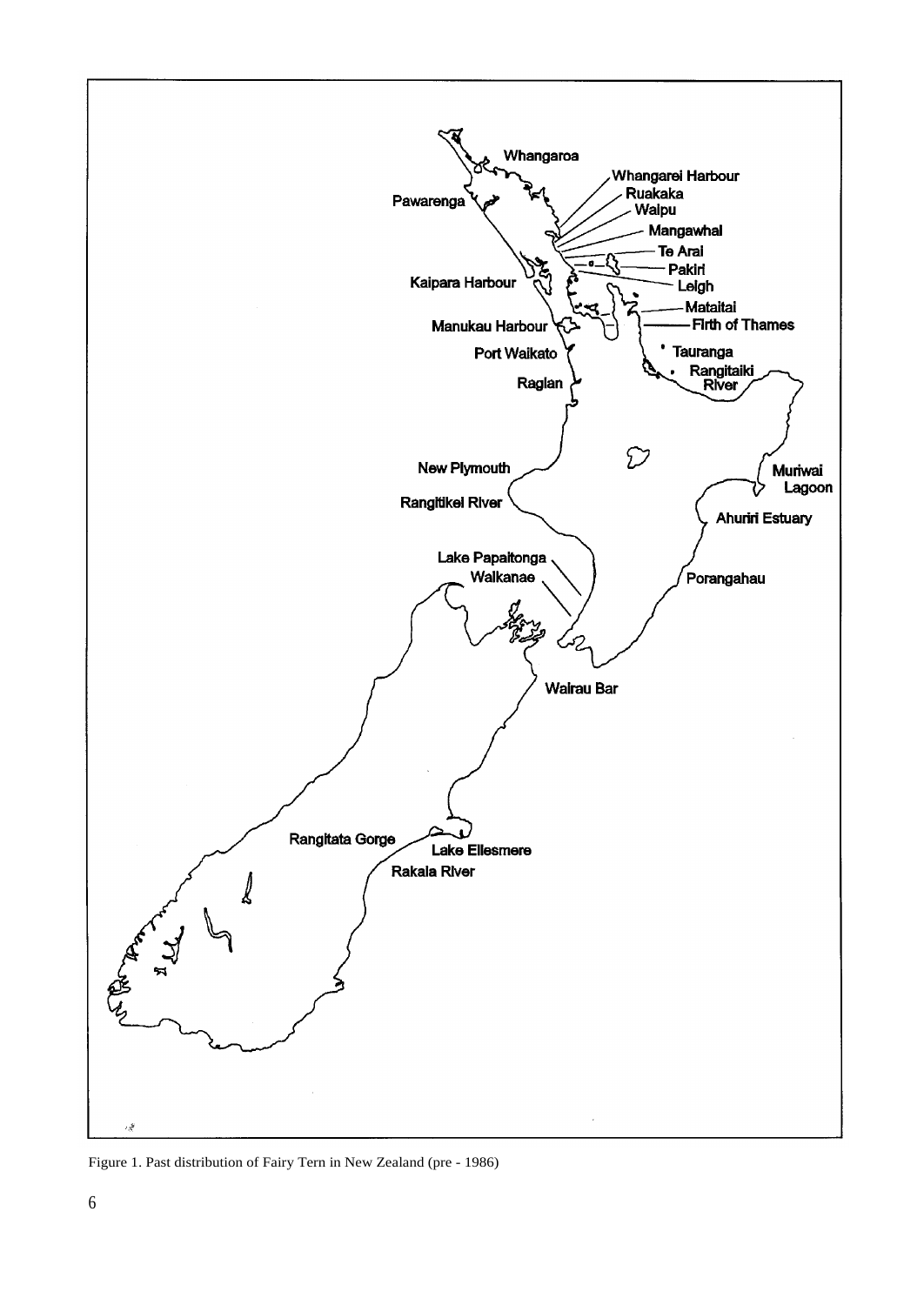Figure 1. Past distribution of Fairy Tern in New Zealand (pre - 1986)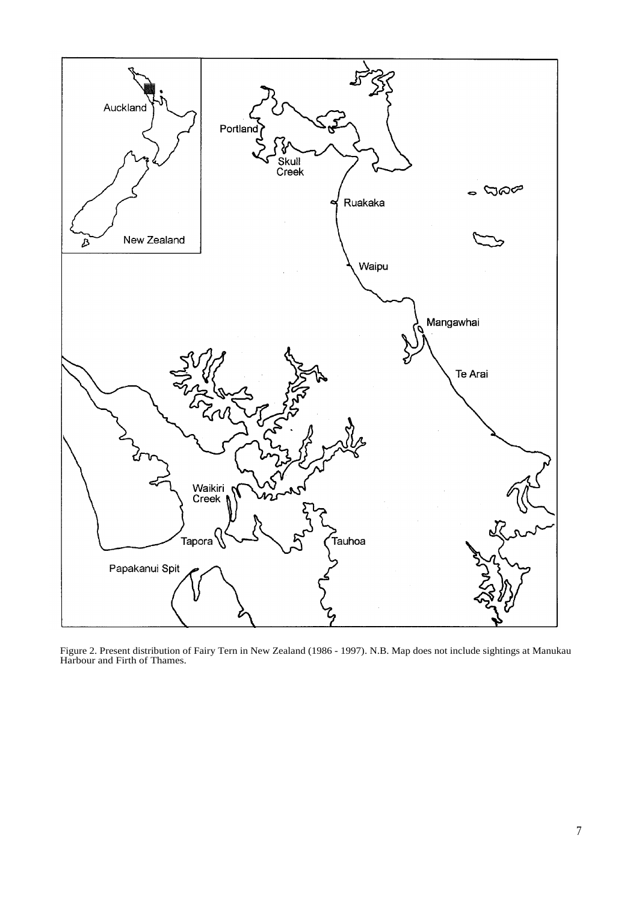Figure 2. Present distribution of Fairy Tern in New Zealand (1986 - 1997). N.B. Map does not include sightings at Manukau Harbour and Firth of Thames.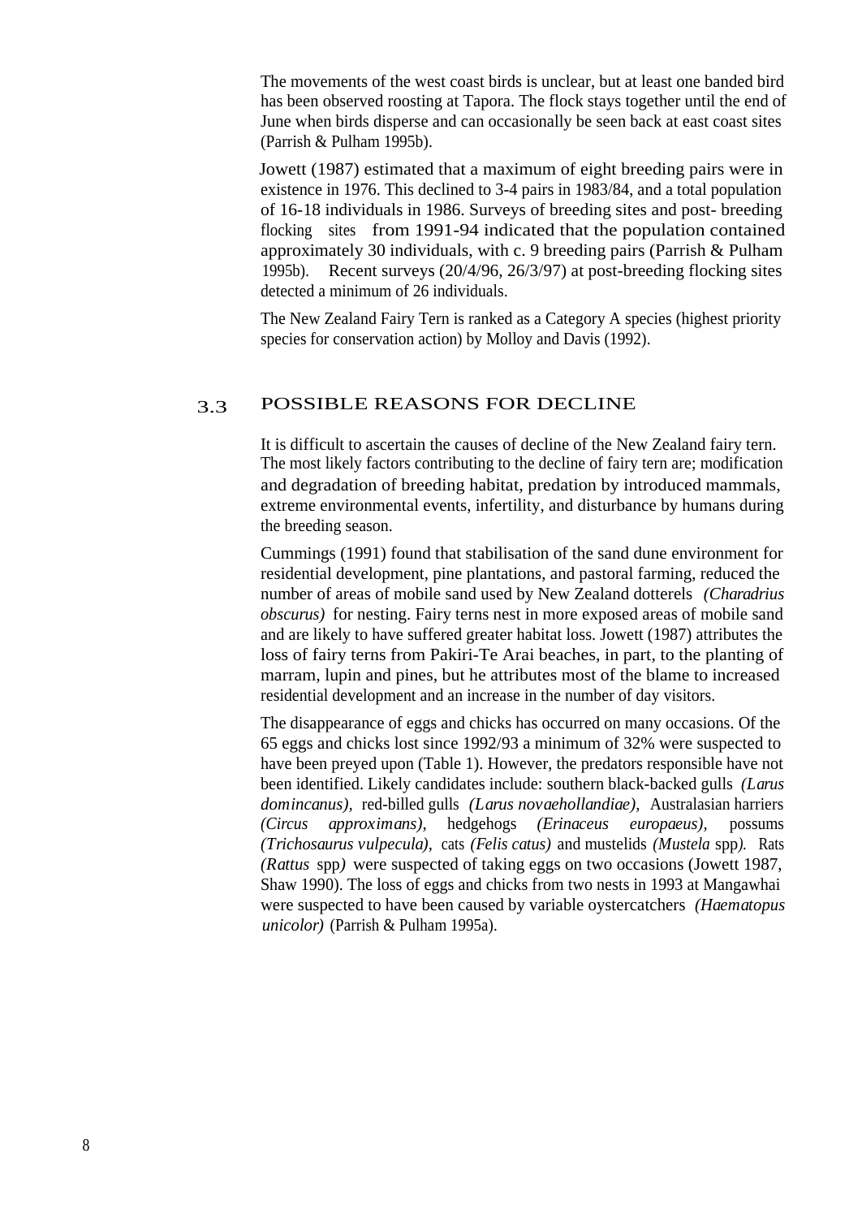The movements of the west coast birds is unclear, but at least one banded bird has been observed roosting at Tapora. The flock stays together until the end of June when birds disperse and can occasionally be seen back at east coast sites (Parrish & Pulham 1995b).

Jowett (1987) estimated that a maximum of eight breeding pairs were in existence in 1976. This declined to 3-4 pairs in 1983/84, and a total population of 16-18 individuals in 1986. Surveys of breeding sites and post- breeding flocking sites from 1991-94 indicated that the population contained approximately 30 individuals, with c. 9 breeding pairs (Parrish & Pulham 1995b). Recent surveys (20/4/96, 26/3/97) at post-breeding flocking sites detected a minimum of 26 individuals.

The New Zealand Fairy Tern is ranked as a Category A species (highest priority species for conservation action) by Molloy and Davis (1992).

## 3.3 POSSIBLE REASONS FOR DECLINE

It is difficult to ascertain the causes of decline of the New Zealand fairy tern. The most likely factors contributing to the decline of fairy tern are; modification and degradation of breeding habitat, predation by introduced mammals, extreme environmental events, infertility, and disturbance by humans during the breeding season.

Cummings (1991) found that stabilisation of the sand dune environment for residential development, pine plantations, and pastoral farming, reduced the number of areas of mobile sand used by New Zealand dotterels *(Charadrius obscurus)* for nesting. Fairy terns nest in more exposed areas of mobile sand and are likely to have suffered greater habitat loss. Jowett (1987) attributes the loss of fairy terns from Pakiri-Te Arai beaches, in part, to the planting of marram, lupin and pines, but he attributes most of the blame to increased residential development and an increase in the number of day visitors.

The disappearance of eggs and chicks has occurred on many occasions. Of the 65 eggs and chicks lost since 1992/93 a minimum of 32% were suspected to have been preyed upon (Table 1). However, the predators responsible have not been identified. Likely candidates include: southern black-backed gulls *(Larus domincanus)*, red-billed gulls *(Larus novaehollandiae)*, Australasian harriers *(Circus approximans)*, hedgehogs *(Erinaceus europaeus)*, possums *(Trichosaurus vulpecula)*, cats *(Felis catus)* and mustelids *(Mustela* spp*)*. Rats *(Rattus* spp*)* were suspected of taking eggs on two occasions (Jowett 1987, Shaw 1990). The loss of eggs and chicks from two nests in 1993 at Mangawhai were suspected to have been caused by variable oystercatchers *(Haematopus unicolor)* (Parrish & Pulham 1995a).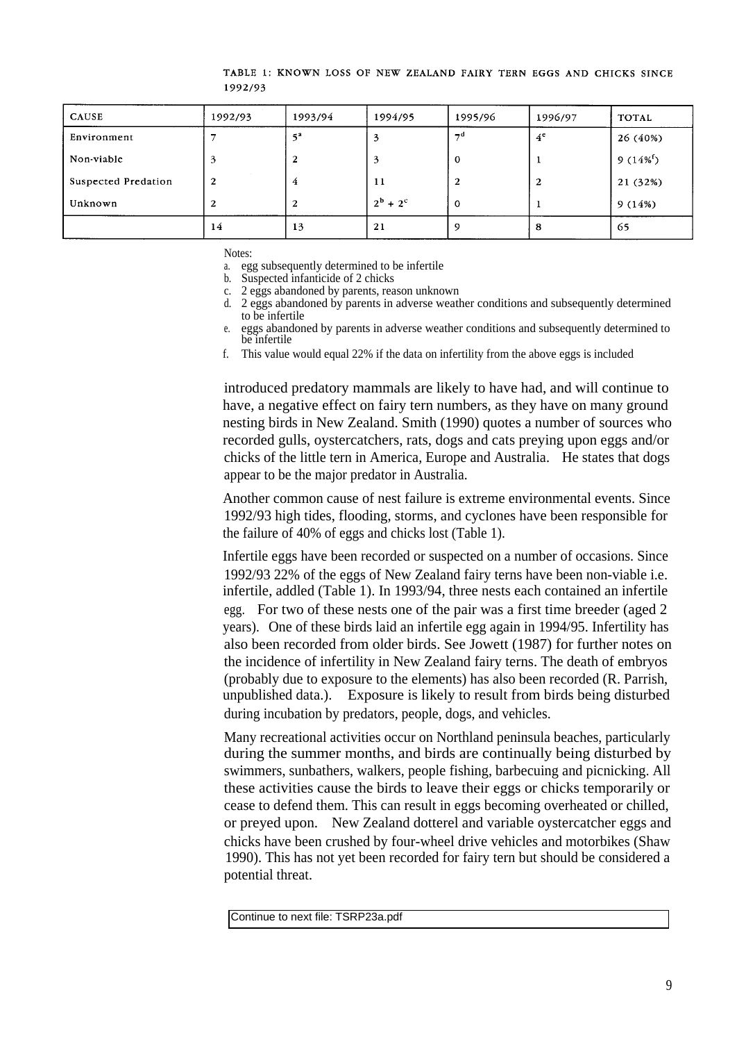TABLE 1: KNOWN LOSS OF NEW ZEALAND FAIRY TERN EGGS AND CHICKS SINCE 1992/93

| CAUSE | 1992/93 | 1993/94 | 1994/95 | 1995/96 | 1996/97 | TOTAL |
|---|---|---|---|---|---|---|
| Environment | 7 | 5[a] | 3 | 7[d] | 4[e] | 26 (40%) |
| Non-viable | 3 | 2 | 3 | 0 | 1 | 9 (14%[f]) |
| Suspected Predation | 2 | 4 | 11 | 2 | 2 | 21 (32%) |
| Unknown | 2 | 2 | 2[b] + 2[c] | 0 | 1 | 9 (14%) |
| | 14 | 13 | 21 | 9 | 8 | 65 |

Notes:

a. egg subsequently determined to be infertile
b. Suspected infanticide of 2 chicks
c. 2 eggs abandoned by parents, reason unknown
d. 2 eggs abandoned by parents in adverse weather conditions and subsequently determined to be infertile
e. eggs abandoned by parents in adverse weather conditions and subsequently determined to be infertile
f. This value would equal 22% if the data on infertility from the above eggs is included

introduced predatory mammals are likely to have had, and will continue to have, a negative effect on fairy tern numbers, as they have on many ground nesting birds in New Zealand. Smith (1990) quotes a number of sources who recorded gulls, oystercatchers, rats, dogs and cats preying upon eggs and/or chicks of the little tern in America, Europe and Australia. He states that dogs appear to be the major predator in Australia.

Another common cause of nest failure is extreme environmental events. Since 1992/93 high tides, flooding, storms, and cyclones have been responsible for the failure of 40% of eggs and chicks lost (Table 1).

Infertile eggs have been recorded or suspected on a number of occasions. Since 1992/93 22% of the eggs of New Zealand fairy terns have been non-viable i.e. infertile, addled (Table 1). In 1993/94, three nests each contained an infertile egg. For two of these nests one of the pair was a first time breeder (aged 2 years). One of these birds laid an infertile egg again in 1994/95. Infertility has also been recorded from older birds. See Jowett (1987) for further notes on the incidence of infertility in New Zealand fairy terns. The death of embryos (probably due to exposure to the elements) has also been recorded (R. Parrish, unpublished data.). Exposure is likely to result from birds being disturbed during incubation by predators, people, dogs, and vehicles.

Many recreational activities occur on Northland peninsula beaches, particularly during the summer months, and birds are continually being disturbed by swimmers, sunbathers, walkers, people fishing, barbecuing and picnicking. All these activities cause the birds to leave their eggs or chicks temporarily or cease to defend them. This can result in eggs becoming overheated or chilled, or preyed upon. New Zealand dotterel and variable oystercatcher eggs and chicks have been crushed by four-wheel drive vehicles and motorbikes (Shaw 1990). This has not yet been recorded for fairy tern but should be considered a potential threat.

Continue to next file: TSRP23a.pdf